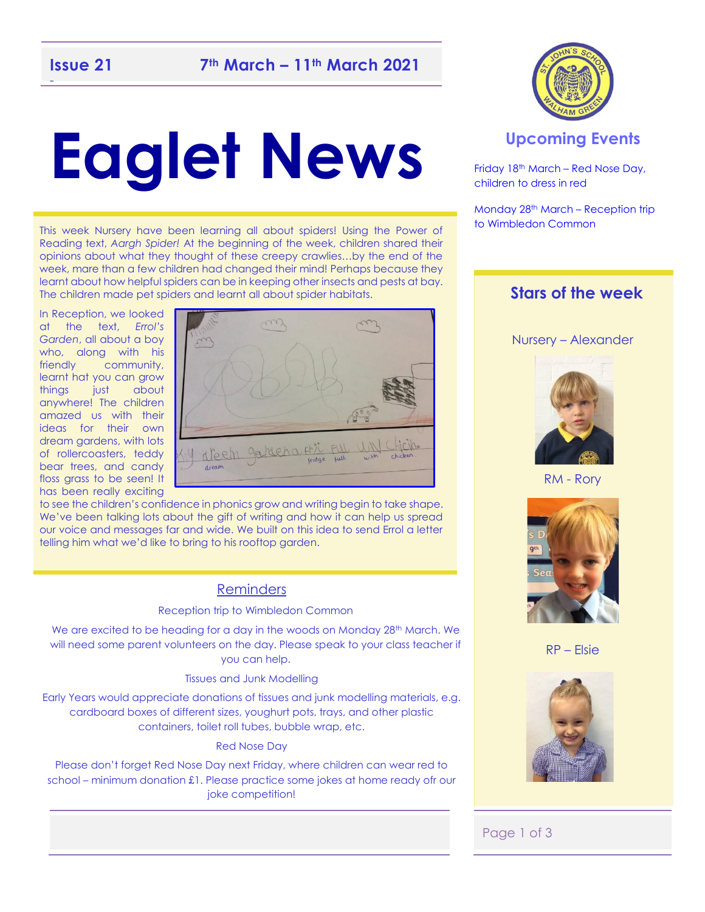**Issue 21** **7th March – 11th March 2021**

# Eaglet News

This week Nursery have been learning all about spiders! Using the Power of Reading text, *Aargh Spider!* At the beginning of the week, children shared their opinions about what they thought of these creepy crawlies…by the end of the week, mare than a few children had changed their mind! Perhaps because they learnt about how helpful spiders can be in keeping other insects and pests at bay. The children made pet spiders and learnt all about spider habitats.

In Reception, we looked at the text, *Errol's Garden*, all about a boy who, along with his friendly community, learnt hat you can grow things just about anywhere! The children amazed us with their ideas for their own dream gardens, with lots of rollercoasters, teddy bear trees, and candy floss grass to be seen! It has been really exciting to see the children's confidence in phonics grow and writing begin to take shape. We've been talking lots about the gift of writing and how it can help us spread our voice and messages far and wide. We built on this idea to send Errol a letter telling him what we'd like to bring to his rooftop garden.

## Reminders

Reception trip to Wimbledon Common

We are excited to be heading for a day in the woods on Monday 28th March. We will need some parent volunteers on the day. Please speak to your class teacher if you can help.

Tissues and Junk Modelling

Early Years would appreciate donations of tissues and junk modelling materials, e.g. cardboard boxes of different sizes, youghurt pots, trays, and other plastic containers, toilet roll tubes, bubble wrap, etc.

Red Nose Day

Please don't forget Red Nose Day next Friday, where children can wear red to school – minimum donation £1. Please practice some jokes at home ready ofr our joke competition!

## Upcoming Events

Friday 18th March – Red Nose Day, children to dress in red

Monday 28th March – Reception trip to Wimbledon Common

## Stars of the week

Nursery – Alexander

RM - Rory

RP – Elsie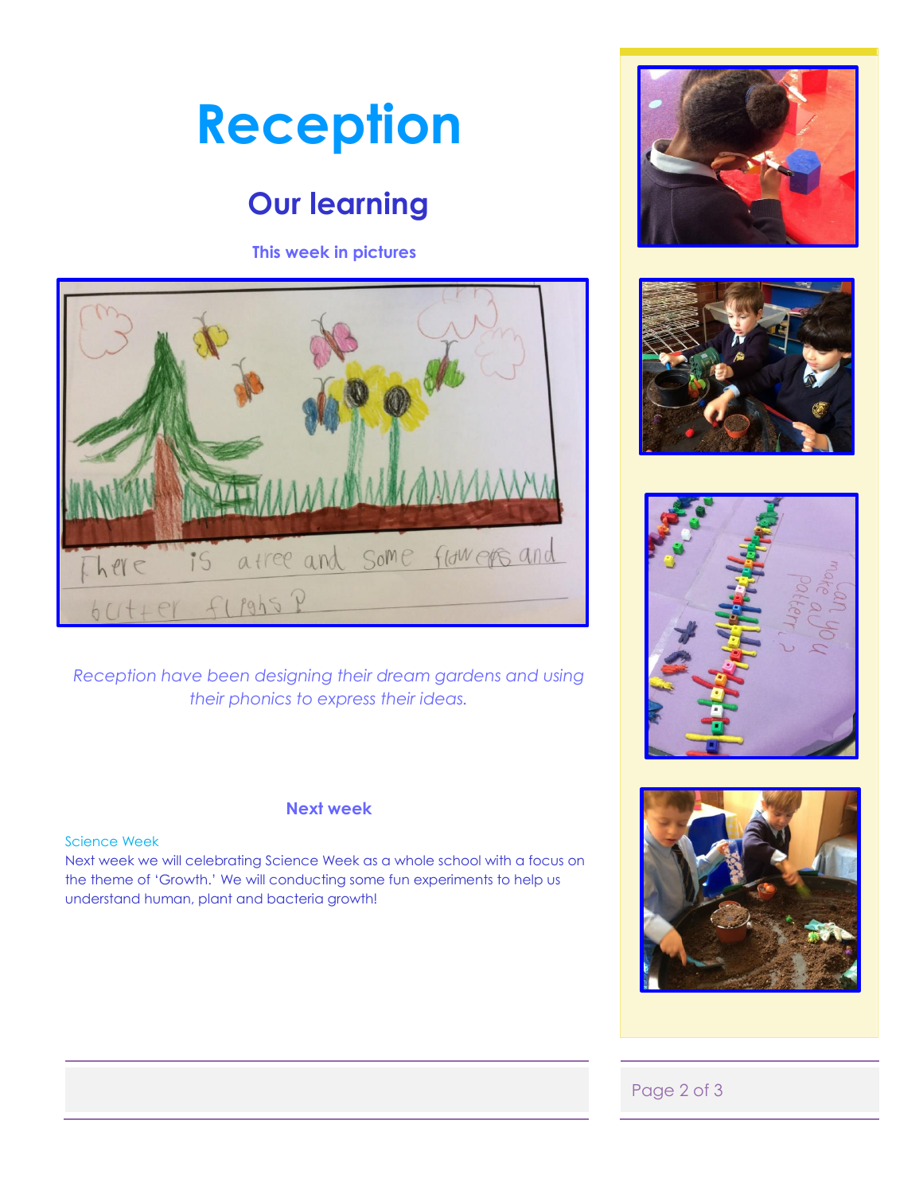# Reception

## Our learning

### This week in pictures

*Reception have been designing their dream gardens and using their phonics to express their ideas.*

### Next week

Science Week

Next week we will celebrating Science Week as a whole school with a focus on the theme of 'Growth.' We will conducting some fun experiments to help us understand human, plant and bacteria growth!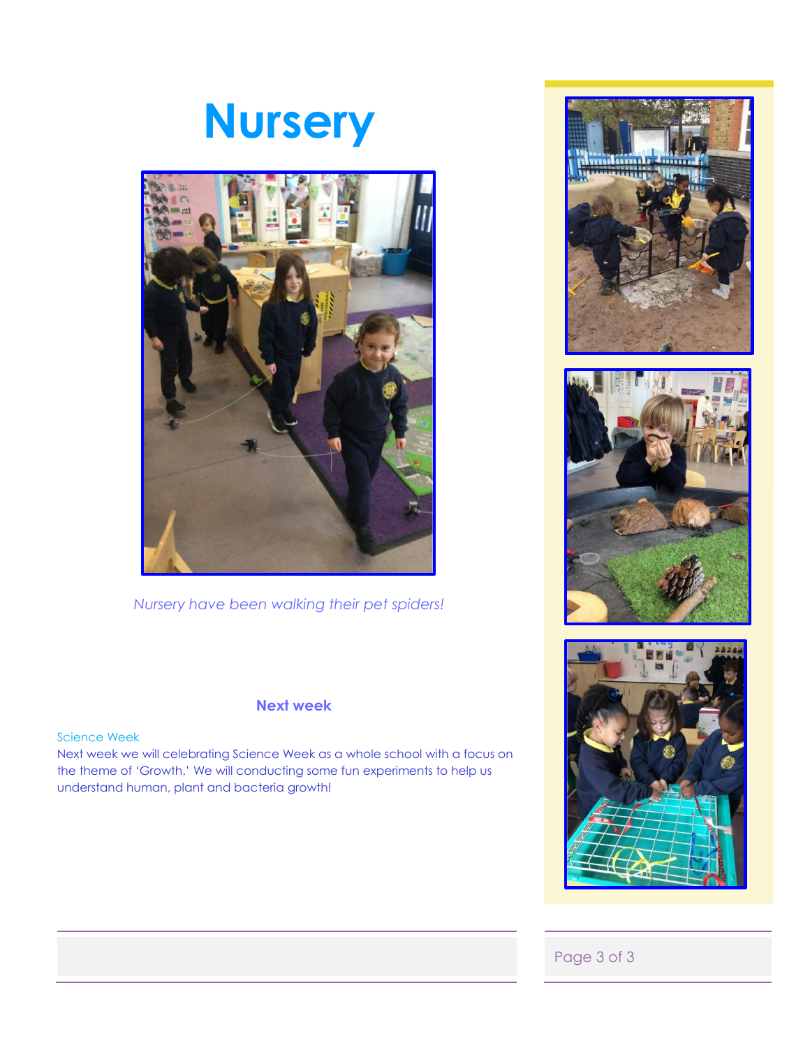# Nursery

*Nursery have been walking their pet spiders!*

### Next week

Science Week

Next week we will celebrating Science Week as a whole school with a focus on the theme of 'Growth.' We will conducting some fun experiments to help us understand human, plant and bacteria growth!